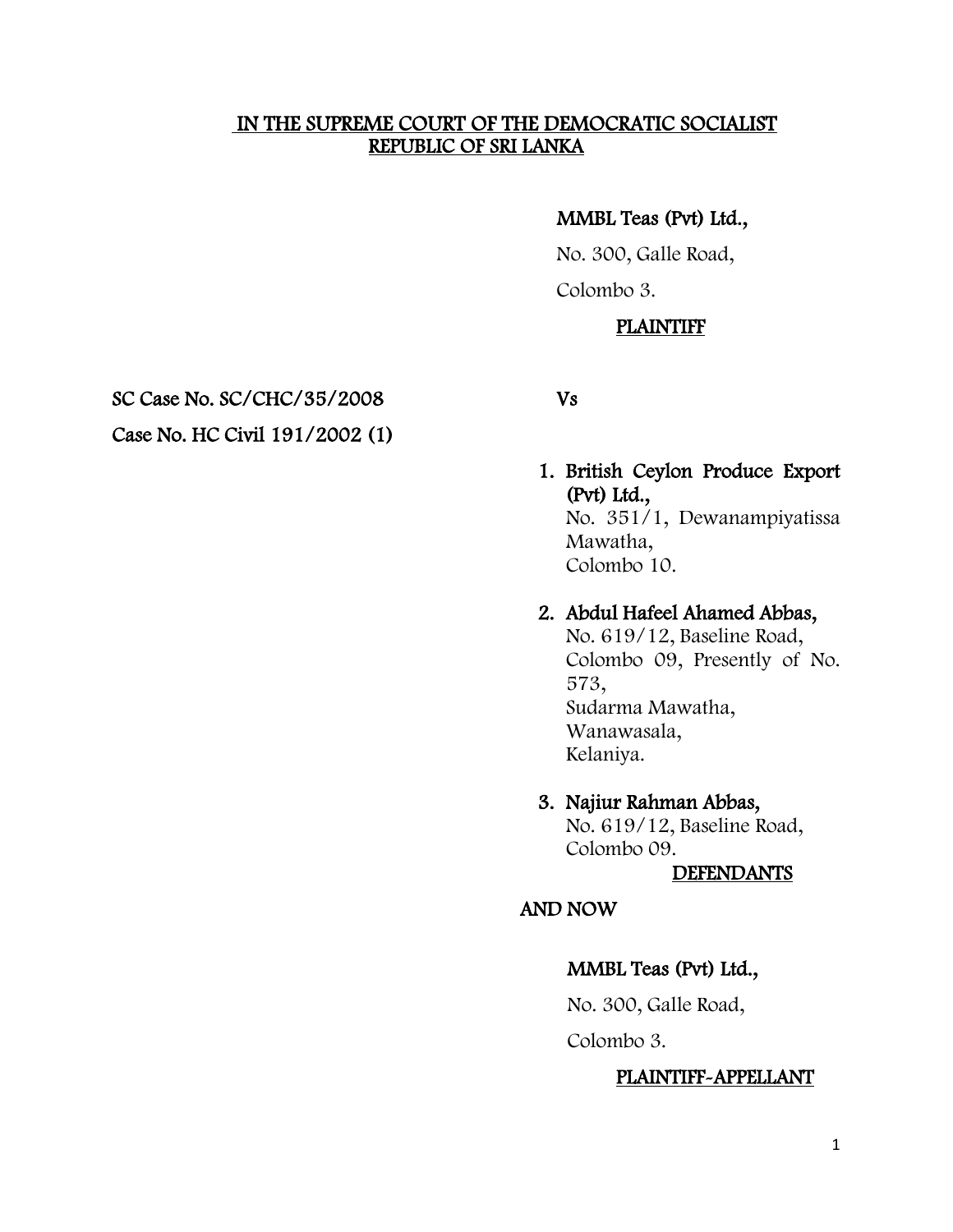**IN THE SUPREME COURT OF THE DEMOCRATIC SOCIALIST REPUBLIC OF SRI LANKA**

**MMBL Teas (Pvt) Ltd.,**

No. 300, Galle Road,

Colombo 3.

**PLAINTIFF**

**SC Case No. SC/CHC/35/2008**

**Case No. HC Civil 191/2002 (1)**

**Vs**

1. **British Ceylon Produce Export (Pvt) Ltd.,**
   No. 351/1, Dewanampiyatissa Mawatha,
   Colombo 10.

2. **Abdul Hafeel Ahamed Abbas,**
   No. 619/12, Baseline Road,
   Colombo 09, Presently of No. 573,
   Sudarma Mawatha,
   Wanawasala,
   Kelaniya.

3. **Najiur Rahman Abbas,**
   No. 619/12, Baseline Road,
   Colombo 09.

**DEFENDANTS**

**AND NOW**

**MMBL Teas (Pvt) Ltd.,**

No. 300, Galle Road,

Colombo 3.

**PLAINTIFF-APPELLANT**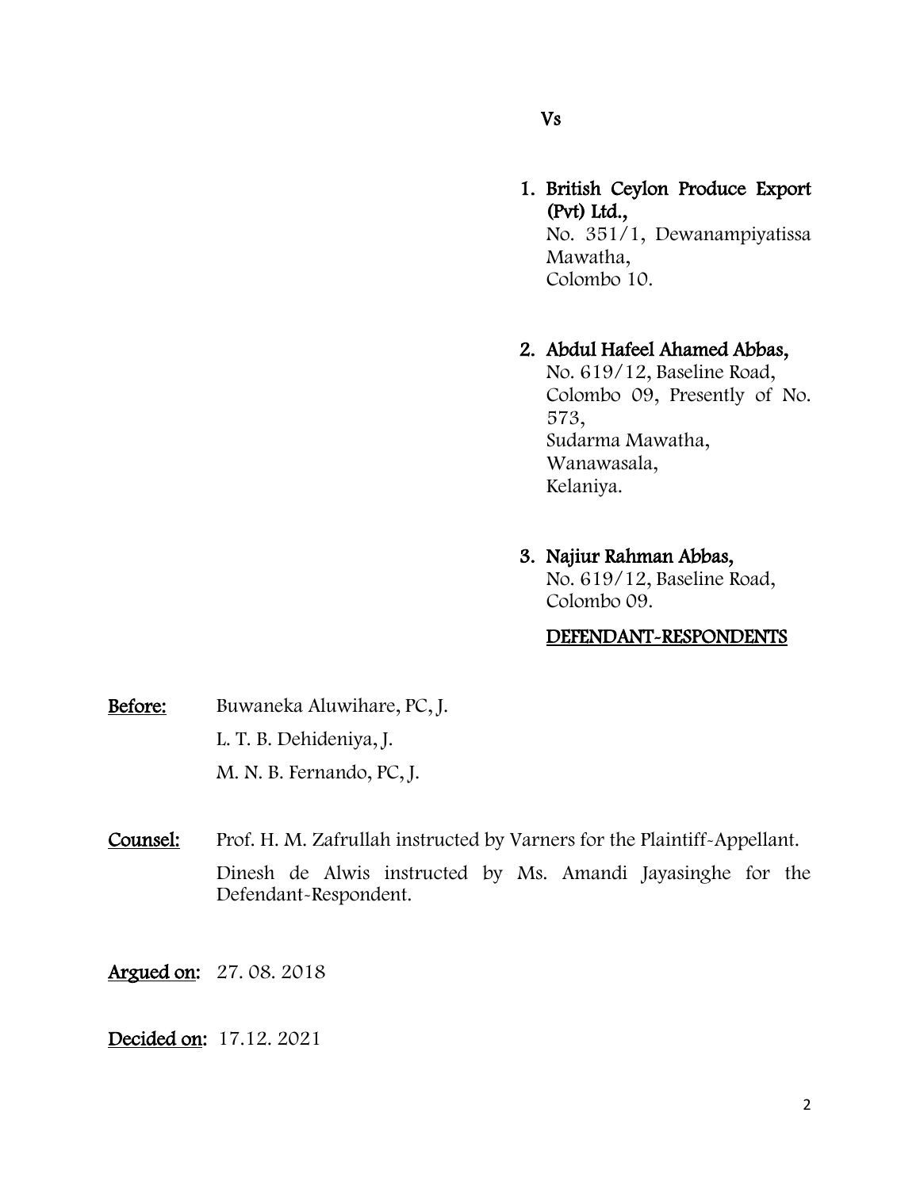Vs

1. **British Ceylon Produce Export (Pvt) Ltd.,**
   No. 351/1, Dewanampiyatissa Mawatha,
   Colombo 10.

2. **Abdul Hafeel Ahamed Abbas,**
   No. 619/12, Baseline Road,
   Colombo 09, Presently of No. 573,
   Sudarma Mawatha,
   Wanawasala,
   Kelaniya.

3. **Najiur Rahman Abbas,**
   No. 619/12, Baseline Road,
   Colombo 09.

**DEFENDANT-RESPONDENTS**

**Before:** Buwaneka Aluwihare, PC, J.
L. T. B. Dehideniya, J.
M. N. B. Fernando, PC, J.

**Counsel:** Prof. H. M. Zafrullah instructed by Varners for the Plaintiff-Appellant.
Dinesh de Alwis instructed by Ms. Amandi Jayasinghe for the Defendant-Respondent.

**Argued on:** 27. 08. 2018

**Decided on:** 17.12. 2021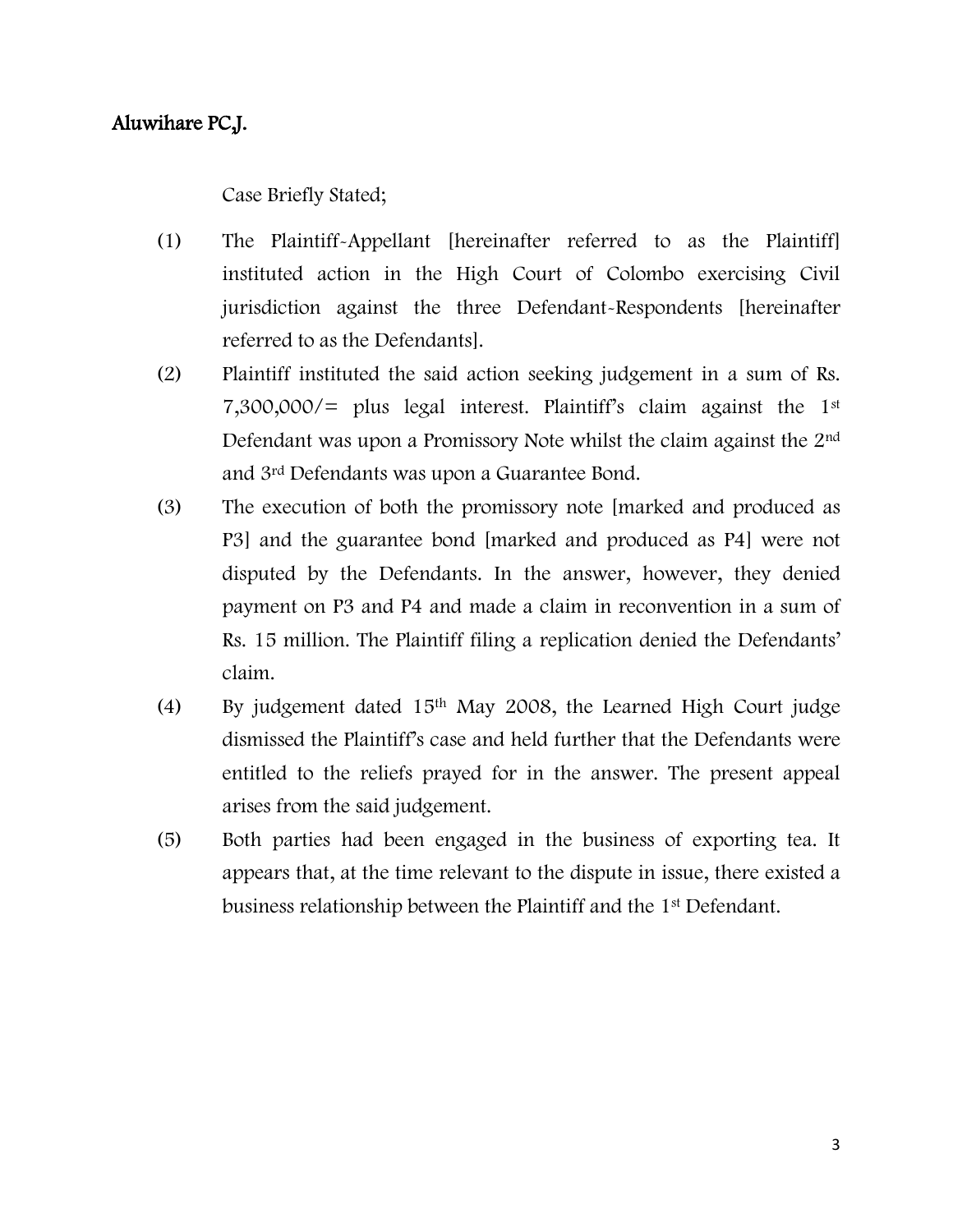**Aluwihare PC,J.**

Case Briefly Stated;

(1) The Plaintiff-Appellant [hereinafter referred to as the Plaintiff] instituted action in the High Court of Colombo exercising Civil jurisdiction against the three Defendant-Respondents [hereinafter referred to as the Defendants].

(2) Plaintiff instituted the said action seeking judgement in a sum of Rs. 7,300,000/= plus legal interest. Plaintiff's claim against the 1st Defendant was upon a Promissory Note whilst the claim against the 2nd and 3rd Defendants was upon a Guarantee Bond.

(3) The execution of both the promissory note [marked and produced as P3] and the guarantee bond [marked and produced as P4] were not disputed by the Defendants. In the answer, however, they denied payment on P3 and P4 and made a claim in reconvention in a sum of Rs. 15 million. The Plaintiff filing a replication denied the Defendants' claim.

(4) By judgement dated 15th May 2008, the Learned High Court judge dismissed the Plaintiff's case and held further that the Defendants were entitled to the reliefs prayed for in the answer. The present appeal arises from the said judgement.

(5) Both parties had been engaged in the business of exporting tea. It appears that, at the time relevant to the dispute in issue, there existed a business relationship between the Plaintiff and the 1st Defendant.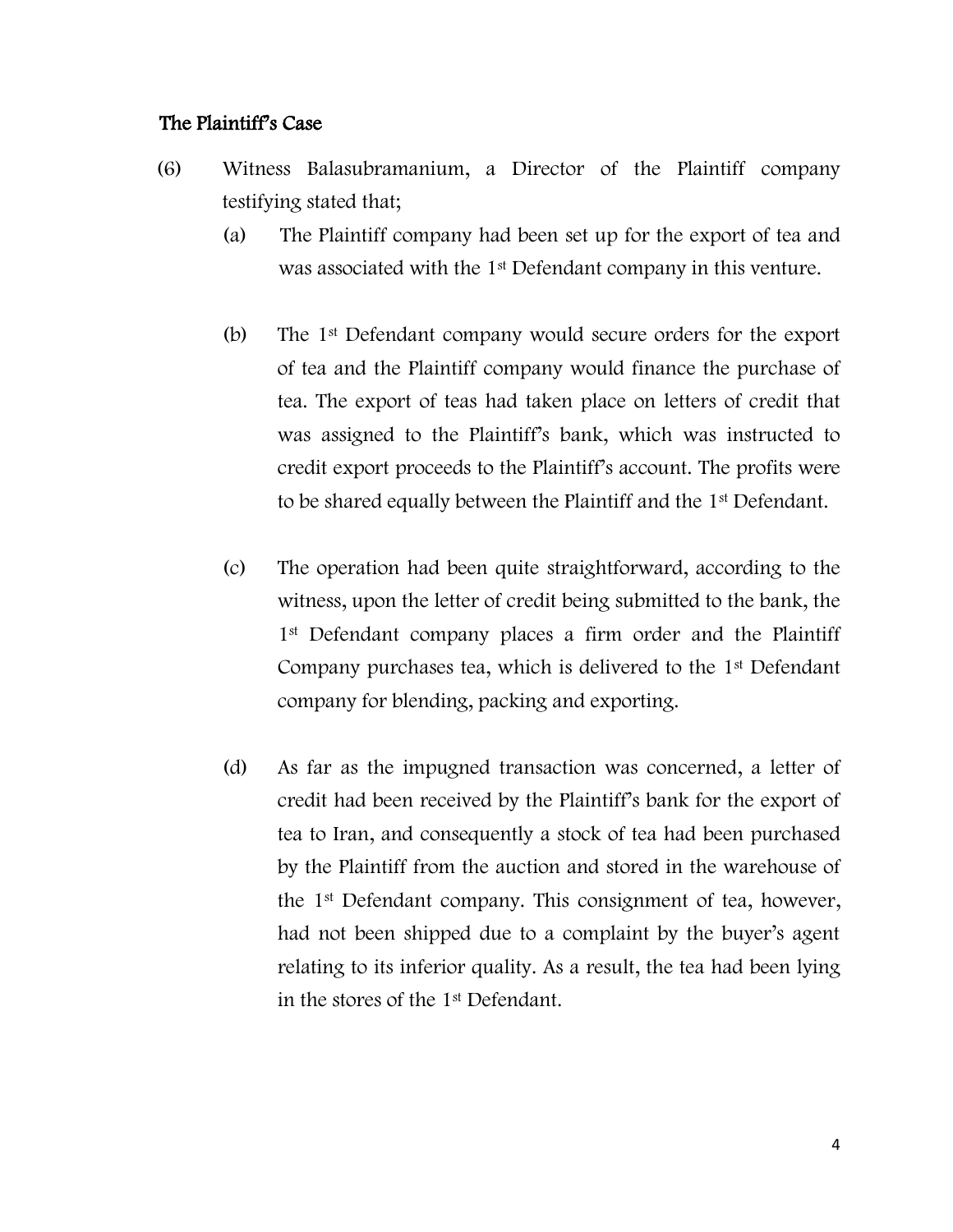**The Plaintiff's Case**

(6) Witness Balasubramanium, a Director of the Plaintiff company testifying stated that;

(a) The Plaintiff company had been set up for the export of tea and was associated with the 1st Defendant company in this venture.

(b) The 1st Defendant company would secure orders for the export of tea and the Plaintiff company would finance the purchase of tea. The export of teas had taken place on letters of credit that was assigned to the Plaintiff's bank, which was instructed to credit export proceeds to the Plaintiff's account. The profits were to be shared equally between the Plaintiff and the 1st Defendant.

(c) The operation had been quite straightforward, according to the witness, upon the letter of credit being submitted to the bank, the 1st Defendant company places a firm order and the Plaintiff Company purchases tea, which is delivered to the 1st Defendant company for blending, packing and exporting.

(d) As far as the impugned transaction was concerned, a letter of credit had been received by the Plaintiff's bank for the export of tea to Iran, and consequently a stock of tea had been purchased by the Plaintiff from the auction and stored in the warehouse of the 1st Defendant company. This consignment of tea, however, had not been shipped due to a complaint by the buyer's agent relating to its inferior quality. As a result, the tea had been lying in the stores of the 1st Defendant.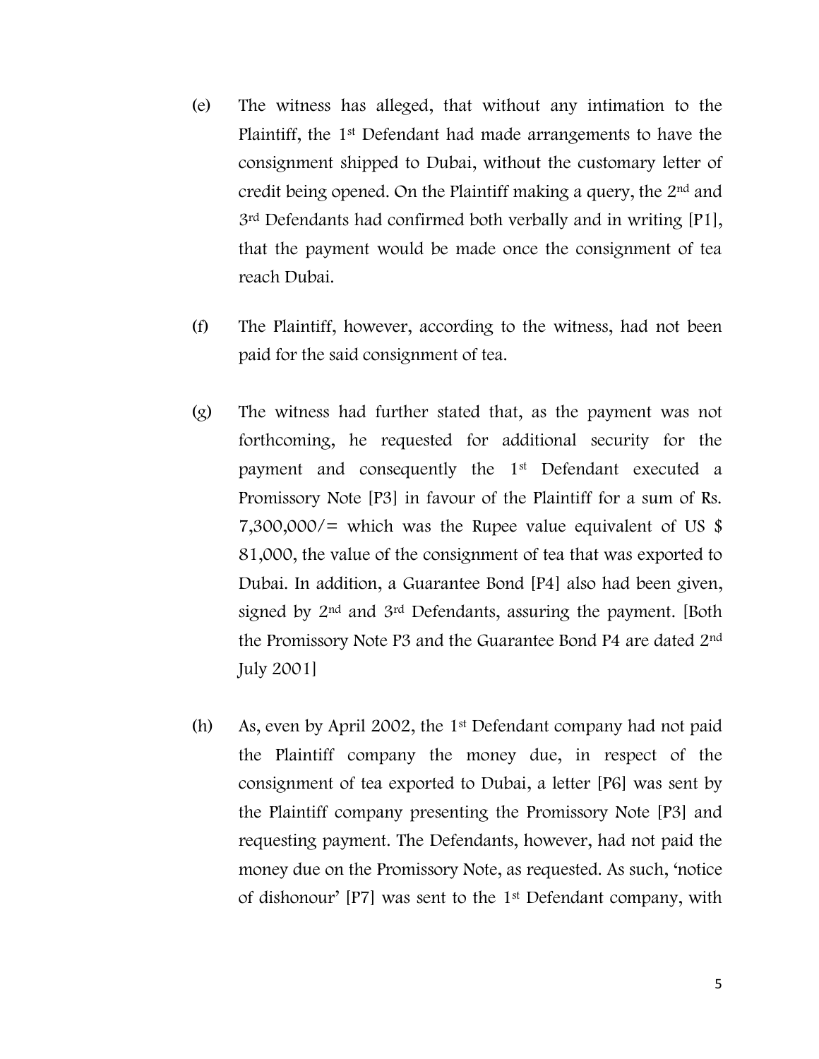(e) The witness has alleged, that without any intimation to the Plaintiff, the 1st Defendant had made arrangements to have the consignment shipped to Dubai, without the customary letter of credit being opened. On the Plaintiff making a query, the 2nd and 3rd Defendants had confirmed both verbally and in writing [P1], that the payment would be made once the consignment of tea reach Dubai.

(f) The Plaintiff, however, according to the witness, had not been paid for the said consignment of tea.

(g) The witness had further stated that, as the payment was not forthcoming, he requested for additional security for the payment and consequently the 1st Defendant executed a Promissory Note [P3] in favour of the Plaintiff for a sum of Rs. 7,300,000/= which was the Rupee value equivalent of US $ 81,000, the value of the consignment of tea that was exported to Dubai. In addition, a Guarantee Bond [P4] also had been given, signed by 2nd and 3rd Defendants, assuring the payment. [Both the Promissory Note P3 and the Guarantee Bond P4 are dated 2nd July 2001]

(h) As, even by April 2002, the 1st Defendant company had not paid the Plaintiff company the money due, in respect of the consignment of tea exported to Dubai, a letter [P6] was sent by the Plaintiff company presenting the Promissory Note [P3] and requesting payment. The Defendants, however, had not paid the money due on the Promissory Note, as requested. As such, 'notice of dishonour' [P7] was sent to the 1st Defendant company, with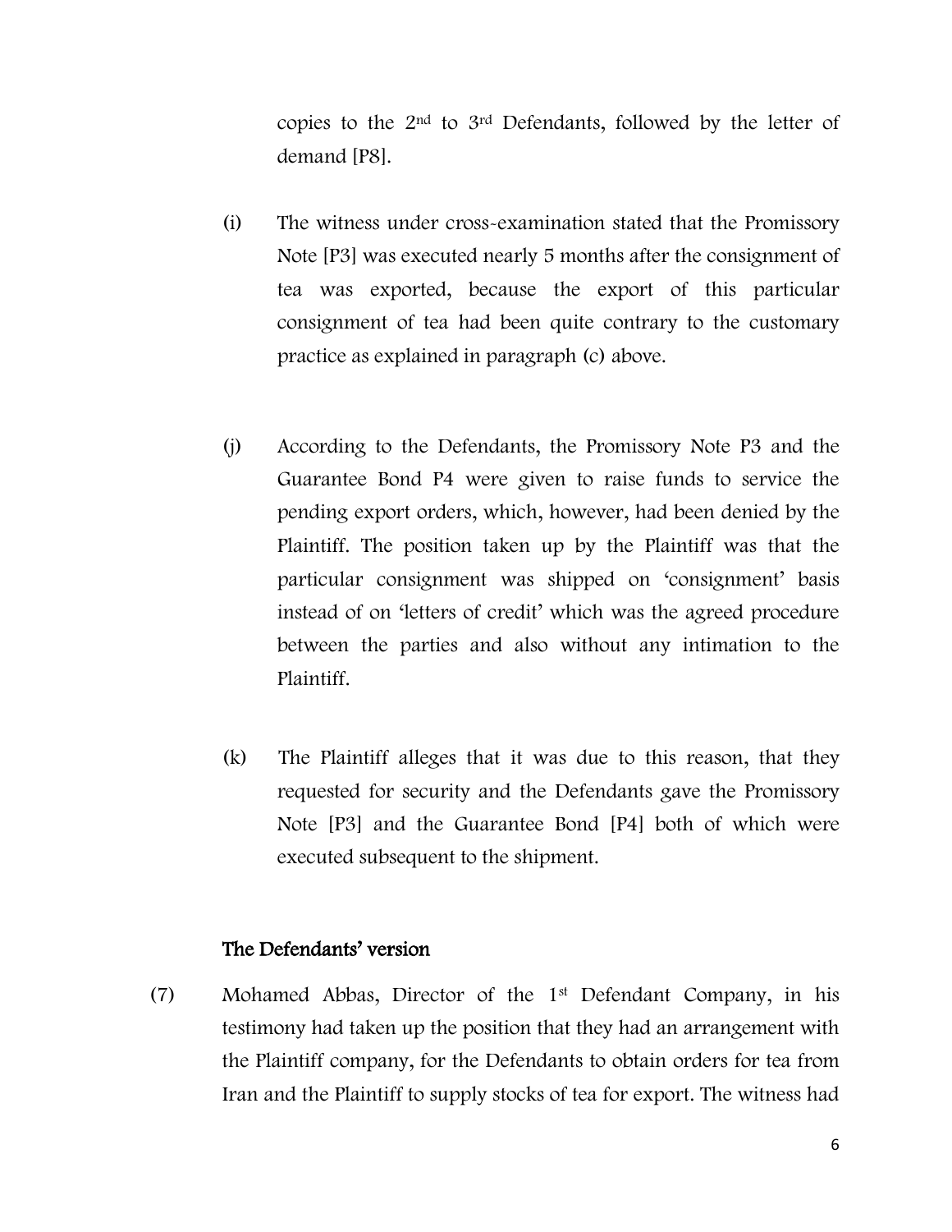copies to the 2nd to 3rd Defendants, followed by the letter of demand [P8].

(i) The witness under cross-examination stated that the Promissory Note [P3] was executed nearly 5 months after the consignment of tea was exported, because the export of this particular consignment of tea had been quite contrary to the customary practice as explained in paragraph (c) above.

(j) According to the Defendants, the Promissory Note P3 and the Guarantee Bond P4 were given to raise funds to service the pending export orders, which, however, had been denied by the Plaintiff. The position taken up by the Plaintiff was that the particular consignment was shipped on 'consignment' basis instead of on 'letters of credit' which was the agreed procedure between the parties and also without any intimation to the Plaintiff.

(k) The Plaintiff alleges that it was due to this reason, that they requested for security and the Defendants gave the Promissory Note [P3] and the Guarantee Bond [P4] both of which were executed subsequent to the shipment.

## The Defendants' version

(7) Mohamed Abbas, Director of the 1st Defendant Company, in his testimony had taken up the position that they had an arrangement with the Plaintiff company, for the Defendants to obtain orders for tea from Iran and the Plaintiff to supply stocks of tea for export. The witness had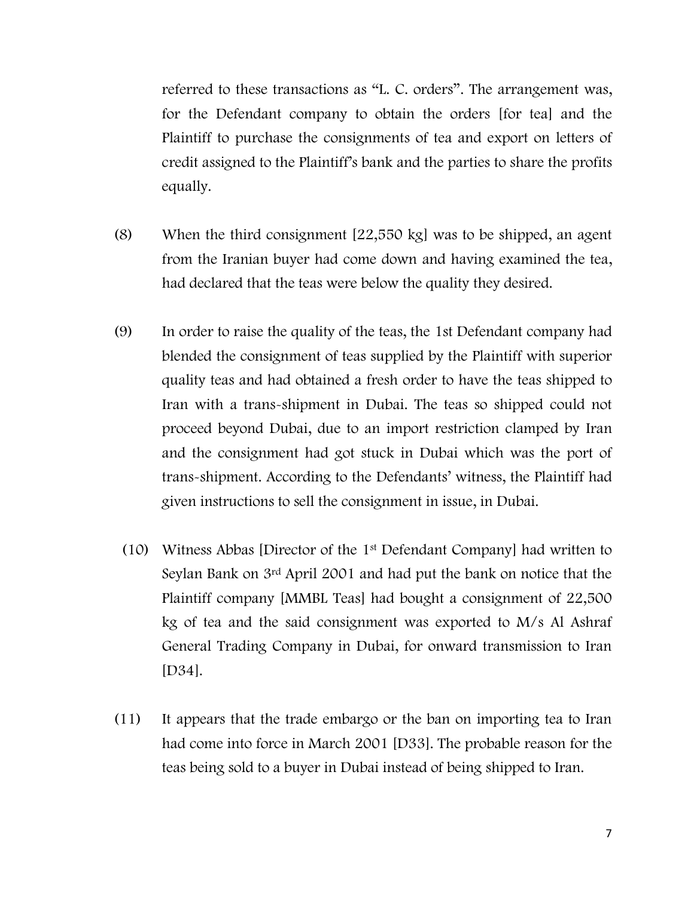referred to these transactions as "L. C. orders". The arrangement was, for the Defendant company to obtain the orders [for tea] and the Plaintiff to purchase the consignments of tea and export on letters of credit assigned to the Plaintiff's bank and the parties to share the profits equally.

(8) When the third consignment [22,550 kg] was to be shipped, an agent from the Iranian buyer had come down and having examined the tea, had declared that the teas were below the quality they desired.

(9) In order to raise the quality of the teas, the 1st Defendant company had blended the consignment of teas supplied by the Plaintiff with superior quality teas and had obtained a fresh order to have the teas shipped to Iran with a trans-shipment in Dubai. The teas so shipped could not proceed beyond Dubai, due to an import restriction clamped by Iran and the consignment had got stuck in Dubai which was the port of trans-shipment. According to the Defendants' witness, the Plaintiff had given instructions to sell the consignment in issue, in Dubai.

(10) Witness Abbas [Director of the 1st Defendant Company] had written to Seylan Bank on 3rd April 2001 and had put the bank on notice that the Plaintiff company [MMBL Teas] had bought a consignment of 22,500 kg of tea and the said consignment was exported to M/s Al Ashraf General Trading Company in Dubai, for onward transmission to Iran [D34].

(11) It appears that the trade embargo or the ban on importing tea to Iran had come into force in March 2001 [D33]. The probable reason for the teas being sold to a buyer in Dubai instead of being shipped to Iran.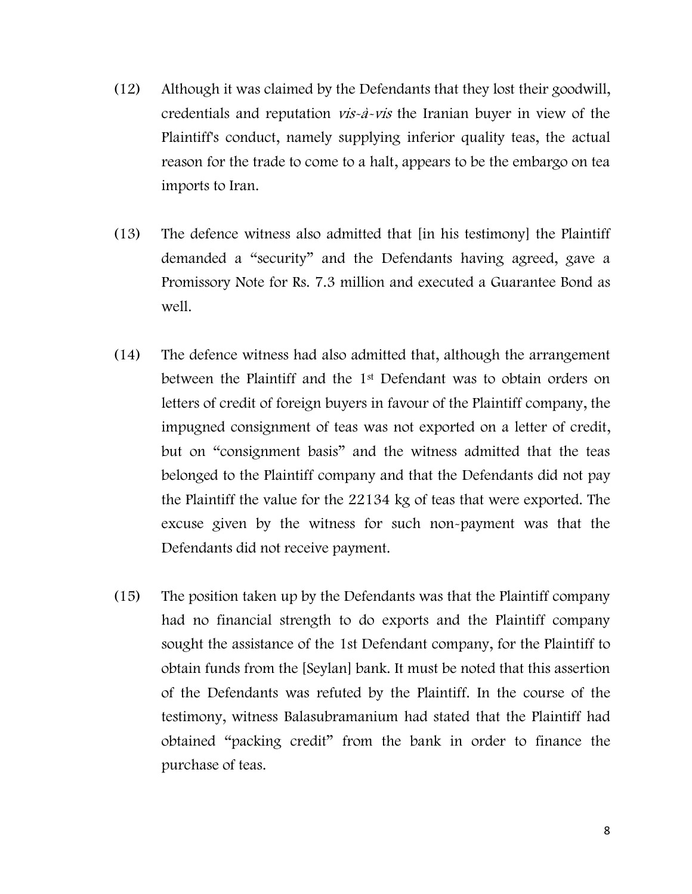(12) Although it was claimed by the Defendants that they lost their goodwill, credentials and reputation *vis-à-vis* the Iranian buyer in view of the Plaintiff's conduct, namely supplying inferior quality teas, the actual reason for the trade to come to a halt, appears to be the embargo on tea imports to Iran.

(13) The defence witness also admitted that [in his testimony] the Plaintiff demanded a "security" and the Defendants having agreed, gave a Promissory Note for Rs. 7.3 million and executed a Guarantee Bond as well.

(14) The defence witness had also admitted that, although the arrangement between the Plaintiff and the 1st Defendant was to obtain orders on letters of credit of foreign buyers in favour of the Plaintiff company, the impugned consignment of teas was not exported on a letter of credit, but on "consignment basis" and the witness admitted that the teas belonged to the Plaintiff company and that the Defendants did not pay the Plaintiff the value for the 22134 kg of teas that were exported. The excuse given by the witness for such non-payment was that the Defendants did not receive payment.

(15) The position taken up by the Defendants was that the Plaintiff company had no financial strength to do exports and the Plaintiff company sought the assistance of the 1st Defendant company, for the Plaintiff to obtain funds from the [Seylan] bank. It must be noted that this assertion of the Defendants was refuted by the Plaintiff. In the course of the testimony, witness Balasubramanium had stated that the Plaintiff had obtained "packing credit" from the bank in order to finance the purchase of teas.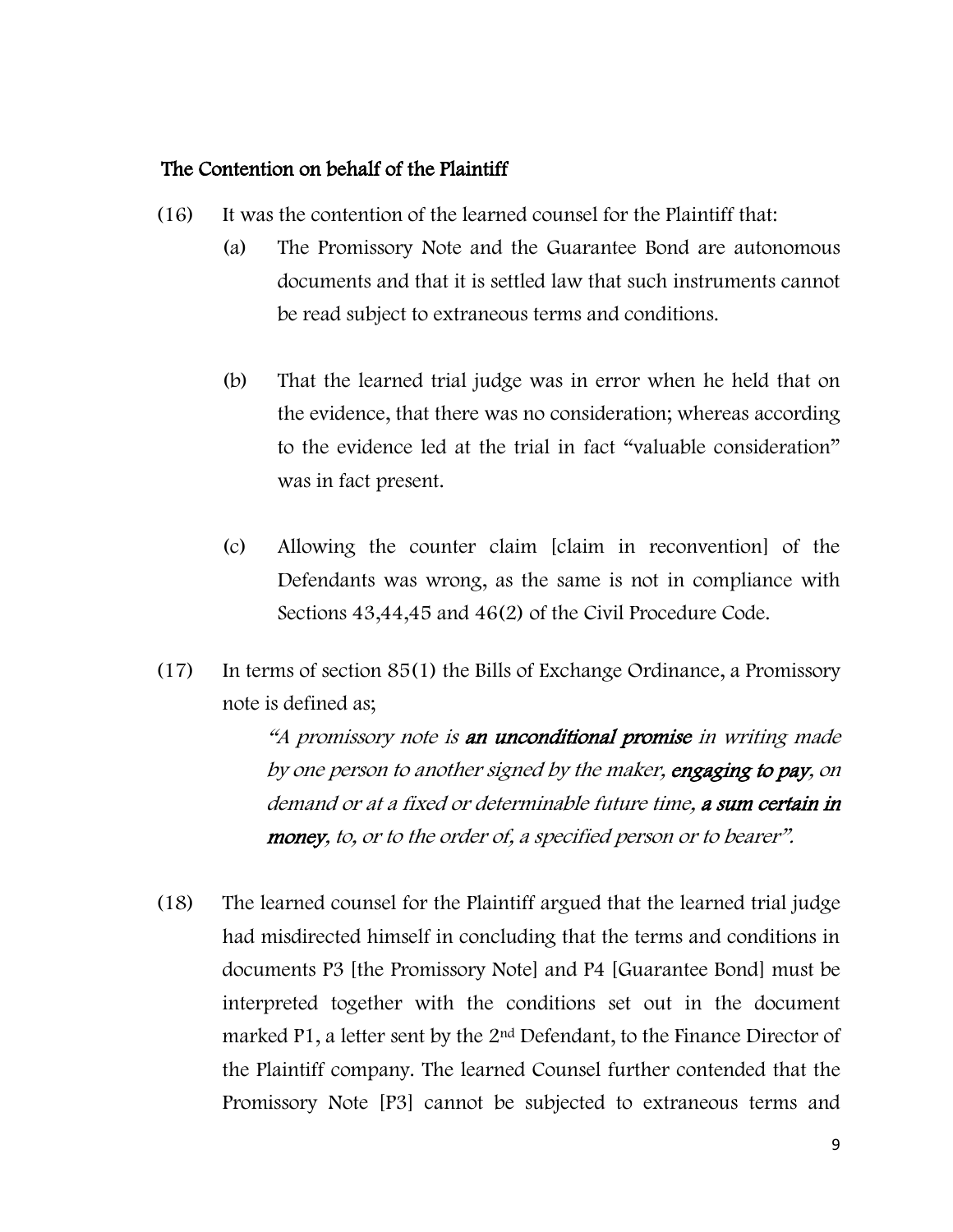## The Contention on behalf of the Plaintiff

(16) It was the contention of the learned counsel for the Plaintiff that:

(a) The Promissory Note and the Guarantee Bond are autonomous documents and that it is settled law that such instruments cannot be read subject to extraneous terms and conditions.

(b) That the learned trial judge was in error when he held that on the evidence, that there was no consideration; whereas according to the evidence led at the trial in fact "valuable consideration" was in fact present.

(c) Allowing the counter claim [claim in reconvention] of the Defendants was wrong, as the same is not in compliance with Sections 43,44,45 and 46(2) of the Civil Procedure Code.

(17) In terms of section 85(1) the Bills of Exchange Ordinance, a Promissory note is defined as;

> *"A promissory note is **an unconditional promise** in writing made by one person to another signed by the maker, **engaging to pay**, on demand or at a fixed or determinable future time, **a sum certain in money**, to, or to the order of, a specified person or to bearer".*

(18) The learned counsel for the Plaintiff argued that the learned trial judge had misdirected himself in concluding that the terms and conditions in documents P3 [the Promissory Note] and P4 [Guarantee Bond] must be interpreted together with the conditions set out in the document marked P1, a letter sent by the 2nd Defendant, to the Finance Director of the Plaintiff company. The learned Counsel further contended that the Promissory Note [P3] cannot be subjected to extraneous terms and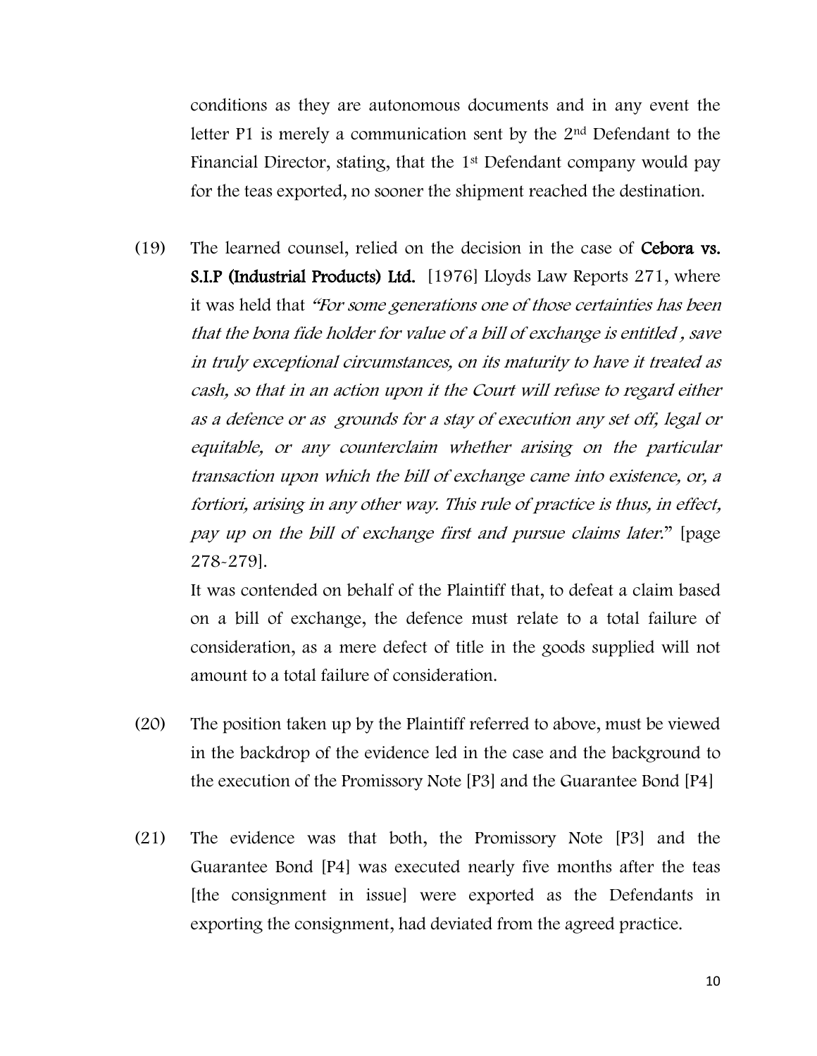conditions as they are autonomous documents and in any event the letter P1 is merely a communication sent by the 2nd Defendant to the Financial Director, stating, that the 1st Defendant company would pay for the teas exported, no sooner the shipment reached the destination.

(19) The learned counsel, relied on the decision in the case of **Cebora vs. S.I.P (Industrial Products) Ltd.** [1976] Lloyds Law Reports 271, where it was held that *"For some generations one of those certainties has been that the bona fide holder for value of a bill of exchange is entitled , save in truly exceptional circumstances, on its maturity to have it treated as cash, so that in an action upon it the Court will refuse to regard either as a defence or as grounds for a stay of execution any set off, legal or equitable, or any counterclaim whether arising on the particular transaction upon which the bill of exchange came into existence, or, a fortiori, arising in any other way. This rule of practice is thus, in effect, pay up on the bill of exchange first and pursue claims later."* [page 278-279].

It was contended on behalf of the Plaintiff that, to defeat a claim based on a bill of exchange, the defence must relate to a total failure of consideration, as a mere defect of title in the goods supplied will not amount to a total failure of consideration.

(20) The position taken up by the Plaintiff referred to above, must be viewed in the backdrop of the evidence led in the case and the background to the execution of the Promissory Note [P3] and the Guarantee Bond [P4]

(21) The evidence was that both, the Promissory Note [P3] and the Guarantee Bond [P4] was executed nearly five months after the teas [the consignment in issue] were exported as the Defendants in exporting the consignment, had deviated from the agreed practice.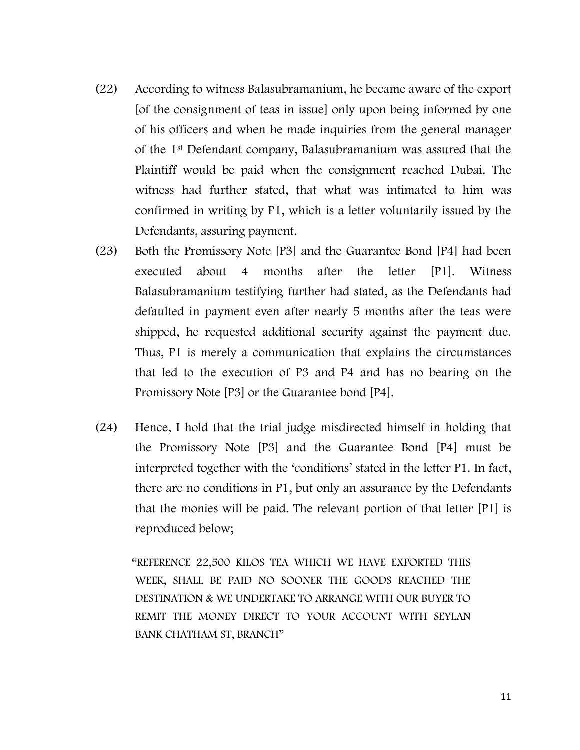(22) According to witness Balasubramanium, he became aware of the export [of the consignment of teas in issue] only upon being informed by one of his officers and when he made inquiries from the general manager of the 1st Defendant company, Balasubramanium was assured that the Plaintiff would be paid when the consignment reached Dubai. The witness had further stated, that what was intimated to him was confirmed in writing by P1, which is a letter voluntarily issued by the Defendants, assuring payment.

(23) Both the Promissory Note [P3] and the Guarantee Bond [P4] had been executed about 4 months after the letter [P1]. Witness Balasubramanium testifying further had stated, as the Defendants had defaulted in payment even after nearly 5 months after the teas were shipped, he requested additional security against the payment due. Thus, P1 is merely a communication that explains the circumstances that led to the execution of P3 and P4 and has no bearing on the Promissory Note [P3] or the Guarantee bond [P4].

(24) Hence, I hold that the trial judge misdirected himself in holding that the Promissory Note [P3] and the Guarantee Bond [P4] must be interpreted together with the 'conditions' stated in the letter P1. In fact, there are no conditions in P1, but only an assurance by the Defendants that the monies will be paid. The relevant portion of that letter [P1] is reproduced below;

> "REFERENCE 22,500 KILOS TEA WHICH WE HAVE EXPORTED THIS WEEK, SHALL BE PAID NO SOONER THE GOODS REACHED THE DESTINATION & WE UNDERTAKE TO ARRANGE WITH OUR BUYER TO REMIT THE MONEY DIRECT TO YOUR ACCOUNT WITH SEYLAN BANK CHATHAM ST, BRANCH"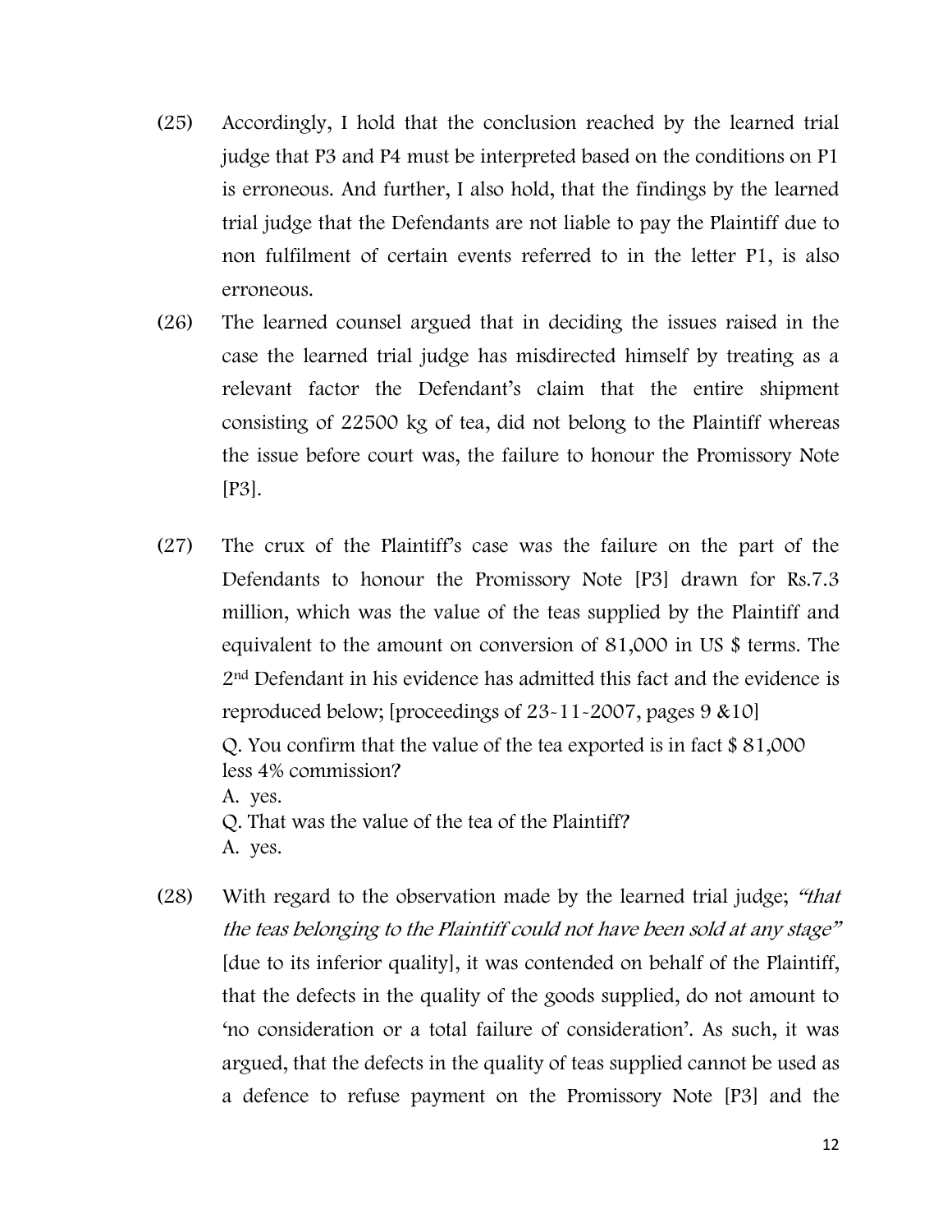(25) Accordingly, I hold that the conclusion reached by the learned trial judge that P3 and P4 must be interpreted based on the conditions on P1 is erroneous. And further, I also hold, that the findings by the learned trial judge that the Defendants are not liable to pay the Plaintiff due to non fulfilment of certain events referred to in the letter P1, is also erroneous.

(26) The learned counsel argued that in deciding the issues raised in the case the learned trial judge has misdirected himself by treating as a relevant factor the Defendant's claim that the entire shipment consisting of 22500 kg of tea, did not belong to the Plaintiff whereas the issue before court was, the failure to honour the Promissory Note [P3].

(27) The crux of the Plaintiff's case was the failure on the part of the Defendants to honour the Promissory Note [P3] drawn for Rs.7.3 million, which was the value of the teas supplied by the Plaintiff and equivalent to the amount on conversion of 81,000 in US $ terms. The 2nd Defendant in his evidence has admitted this fact and the evidence is reproduced below; [proceedings of 23-11-2007, pages 9 &10]

Q. You confirm that the value of the tea exported is in fact $ 81,000 less 4% commission?
A. yes.
Q. That was the value of the tea of the Plaintiff?
A. yes.

(28) With regard to the observation made by the learned trial judge; *"that the teas belonging to the Plaintiff could not have been sold at any stage"* [due to its inferior quality], it was contended on behalf of the Plaintiff, that the defects in the quality of the goods supplied, do not amount to 'no consideration or a total failure of consideration'. As such, it was argued, that the defects in the quality of teas supplied cannot be used as a defence to refuse payment on the Promissory Note [P3] and the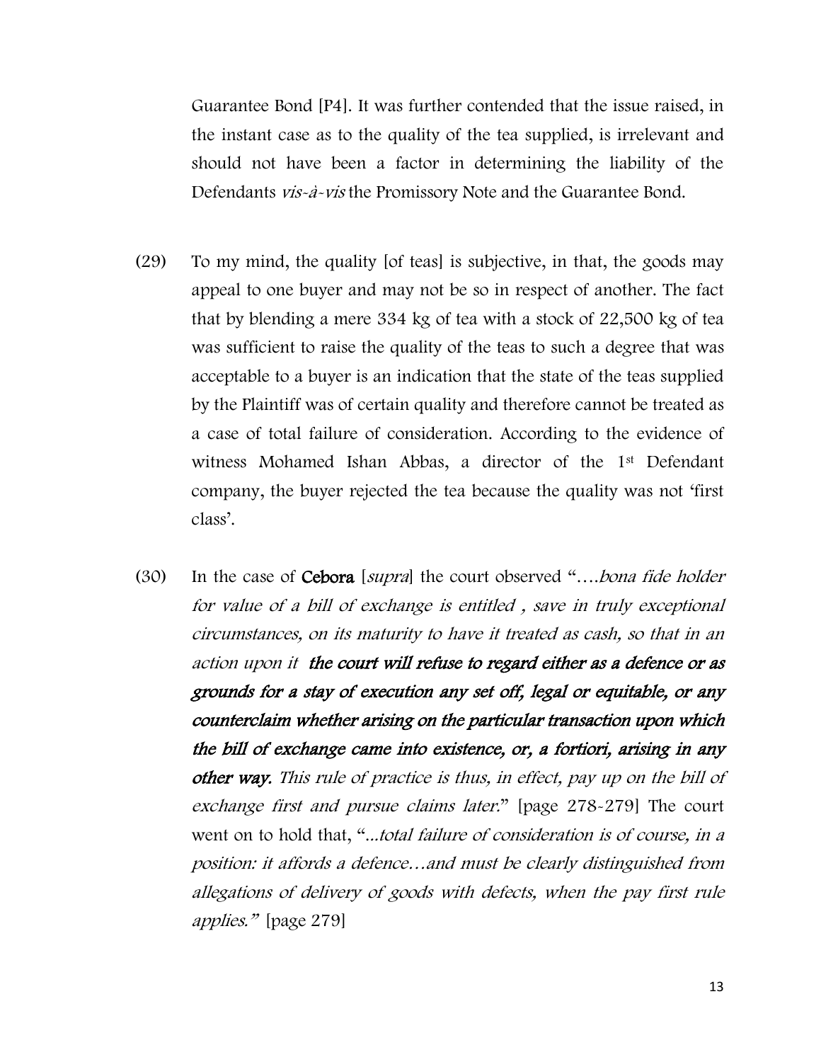Guarantee Bond [P4]. It was further contended that the issue raised, in the instant case as to the quality of the tea supplied, is irrelevant and should not have been a factor in determining the liability of the Defendants *vis-à-vis* the Promissory Note and the Guarantee Bond.

(29) To my mind, the quality [of teas] is subjective, in that, the goods may appeal to one buyer and may not be so in respect of another. The fact that by blending a mere 334 kg of tea with a stock of 22,500 kg of tea was sufficient to raise the quality of the teas to such a degree that was acceptable to a buyer is an indication that the state of the teas supplied by the Plaintiff was of certain quality and therefore cannot be treated as a case of total failure of consideration. According to the evidence of witness Mohamed Ishan Abbas, a director of the 1st Defendant company, the buyer rejected the tea because the quality was not 'first class'.

(30) In the case of **Cebora** [*supra*] the court observed "*….bona fide holder for value of a bill of exchange is entitled , save in truly exceptional circumstances, on its maturity to have it treated as cash, so that in an action upon it* ***the court will refuse to regard either as a defence or as grounds for a stay of execution any set off, legal or equitable, or any counterclaim whether arising on the particular transaction upon which the bill of exchange came into existence, or, a fortiori, arising in any other way.*** *This rule of practice is thus, in effect, pay up on the bill of exchange first and pursue claims later.*" [page 278-279] The court went on to hold that, "*...total failure of consideration is of course, in a position: it affords a defence…and must be clearly distinguished from allegations of delivery of goods with defects, when the pay first rule applies.*" [page 279]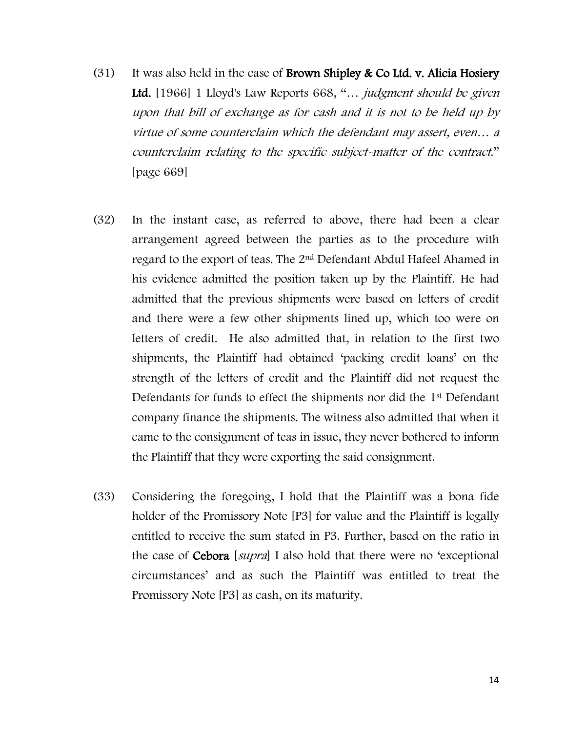(31) It was also held in the case of **Brown Shipley & Co Ltd. v. Alicia Hosiery Ltd.** [1966] 1 Lloyd's Law Reports 668, "… *judgment should be given upon that bill of exchange as for cash and it is not to be held up by virtue of some counterclaim which the defendant may assert, even… a counterclaim relating to the specific subject-matter of the contract.*" [page 669]

(32) In the instant case, as referred to above, there had been a clear arrangement agreed between the parties as to the procedure with regard to the export of teas. The 2nd Defendant Abdul Hafeel Ahamed in his evidence admitted the position taken up by the Plaintiff. He had admitted that the previous shipments were based on letters of credit and there were a few other shipments lined up, which too were on letters of credit. He also admitted that, in relation to the first two shipments, the Plaintiff had obtained 'packing credit loans' on the strength of the letters of credit and the Plaintiff did not request the Defendants for funds to effect the shipments nor did the 1st Defendant company finance the shipments. The witness also admitted that when it came to the consignment of teas in issue, they never bothered to inform the Plaintiff that they were exporting the said consignment.

(33) Considering the foregoing, I hold that the Plaintiff was a bona fide holder of the Promissory Note [P3] for value and the Plaintiff is legally entitled to receive the sum stated in P3. Further, based on the ratio in the case of **Cebora** [*supra*] I also hold that there were no 'exceptional circumstances' and as such the Plaintiff was entitled to treat the Promissory Note [P3] as cash, on its maturity.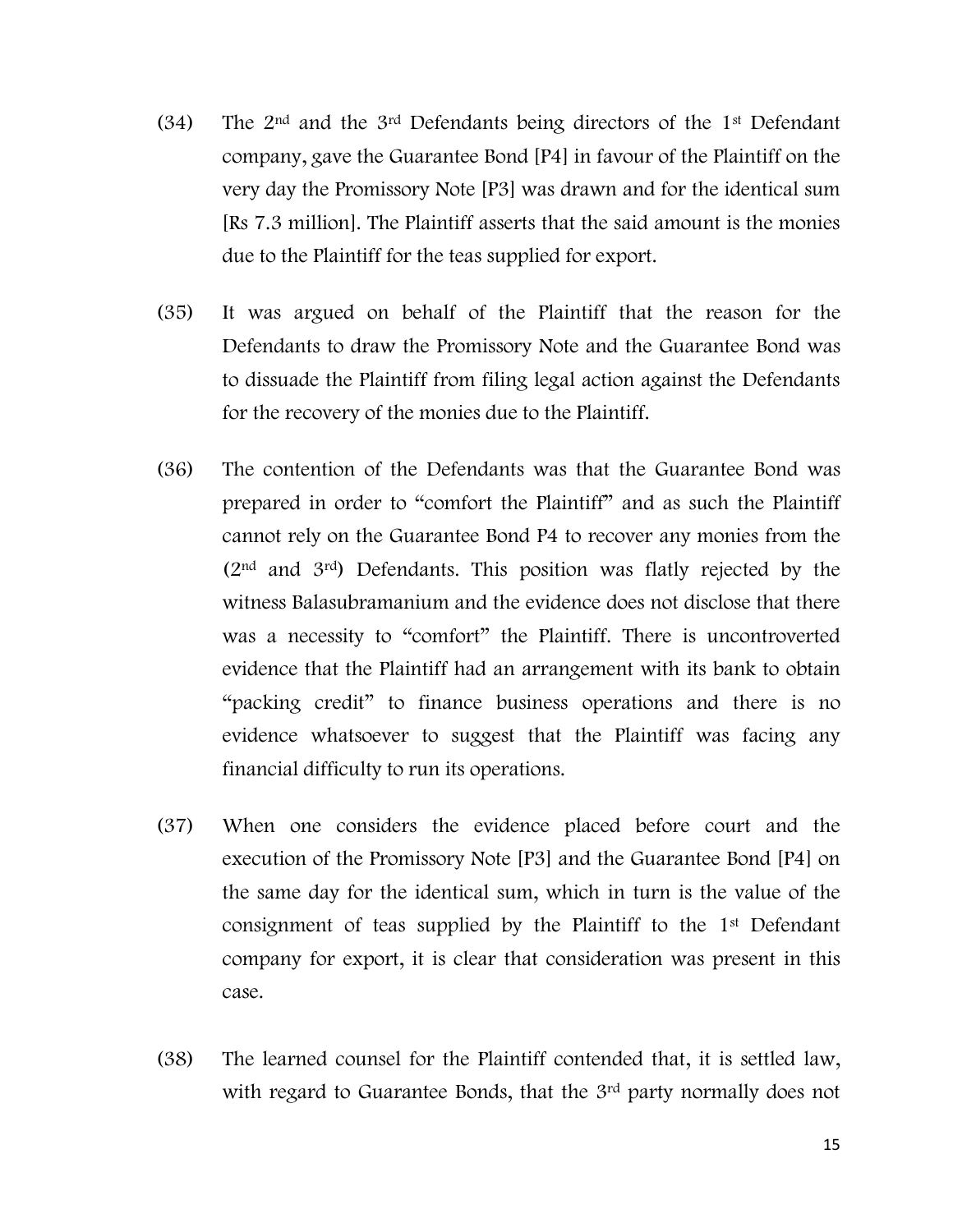(34) The 2nd and the 3rd Defendants being directors of the 1st Defendant company, gave the Guarantee Bond [P4] in favour of the Plaintiff on the very day the Promissory Note [P3] was drawn and for the identical sum [Rs 7.3 million]. The Plaintiff asserts that the said amount is the monies due to the Plaintiff for the teas supplied for export.

(35) It was argued on behalf of the Plaintiff that the reason for the Defendants to draw the Promissory Note and the Guarantee Bond was to dissuade the Plaintiff from filing legal action against the Defendants for the recovery of the monies due to the Plaintiff.

(36) The contention of the Defendants was that the Guarantee Bond was prepared in order to "comfort the Plaintiff" and as such the Plaintiff cannot rely on the Guarantee Bond P4 to recover any monies from the (2nd and 3rd) Defendants. This position was flatly rejected by the witness Balasubramanium and the evidence does not disclose that there was a necessity to "comfort" the Plaintiff. There is uncontroverted evidence that the Plaintiff had an arrangement with its bank to obtain "packing credit" to finance business operations and there is no evidence whatsoever to suggest that the Plaintiff was facing any financial difficulty to run its operations.

(37) When one considers the evidence placed before court and the execution of the Promissory Note [P3] and the Guarantee Bond [P4] on the same day for the identical sum, which in turn is the value of the consignment of teas supplied by the Plaintiff to the 1st Defendant company for export, it is clear that consideration was present in this case.

(38) The learned counsel for the Plaintiff contended that, it is settled law, with regard to Guarantee Bonds, that the 3rd party normally does not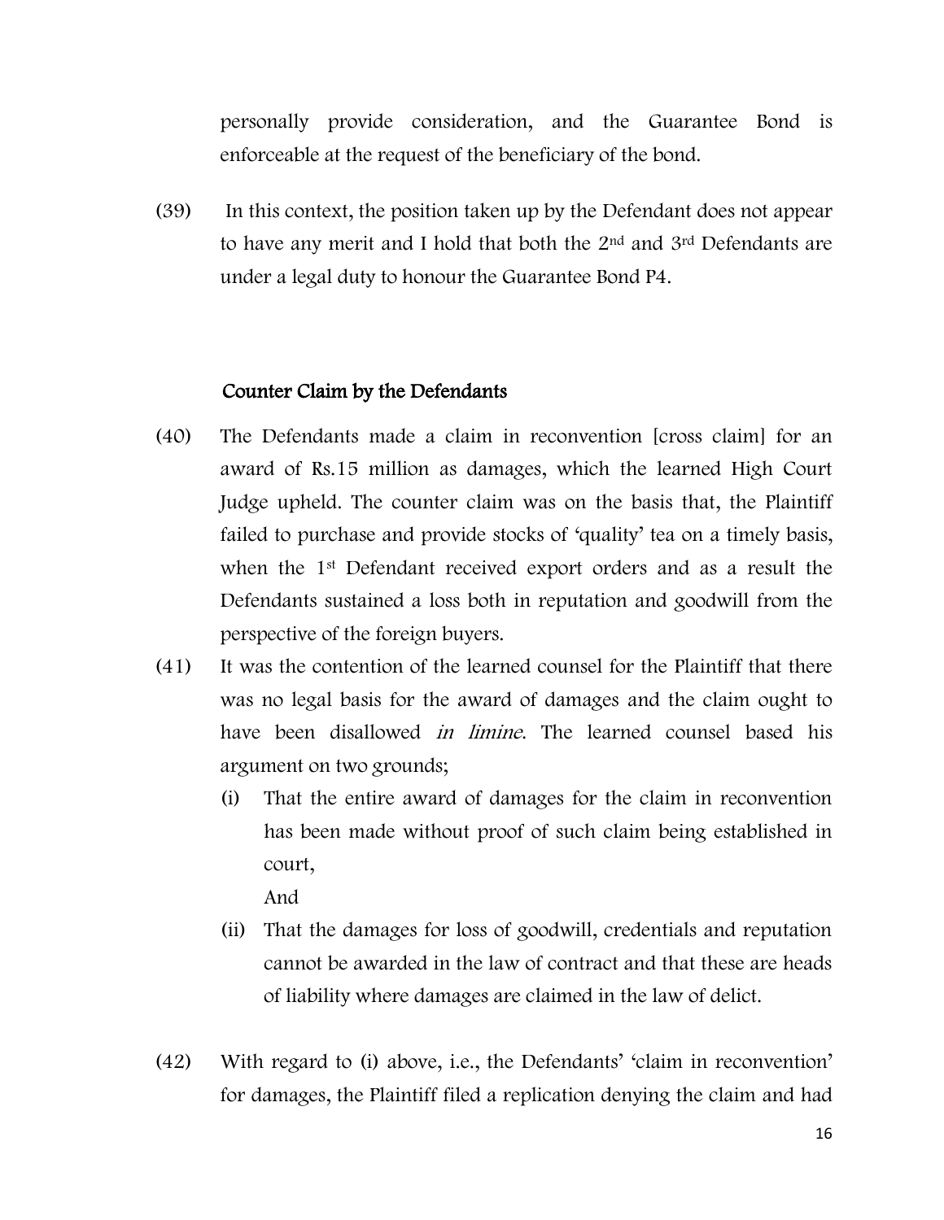personally provide consideration, and the Guarantee Bond is enforceable at the request of the beneficiary of the bond.

(39) In this context, the position taken up by the Defendant does not appear to have any merit and I hold that both the 2nd and 3rd Defendants are under a legal duty to honour the Guarantee Bond P4.

## Counter Claim by the Defendants

(40) The Defendants made a claim in reconvention [cross claim] for an award of Rs.15 million as damages, which the learned High Court Judge upheld. The counter claim was on the basis that, the Plaintiff failed to purchase and provide stocks of 'quality' tea on a timely basis, when the 1st Defendant received export orders and as a result the Defendants sustained a loss both in reputation and goodwill from the perspective of the foreign buyers.

(41) It was the contention of the learned counsel for the Plaintiff that there was no legal basis for the award of damages and the claim ought to have been disallowed *in limine*. The learned counsel based his argument on two grounds;

(i) That the entire award of damages for the claim in reconvention has been made without proof of such claim being established in court,

And

(ii) That the damages for loss of goodwill, credentials and reputation cannot be awarded in the law of contract and that these are heads of liability where damages are claimed in the law of delict.

(42) With regard to (i) above, i.e., the Defendants' 'claim in reconvention' for damages, the Plaintiff filed a replication denying the claim and had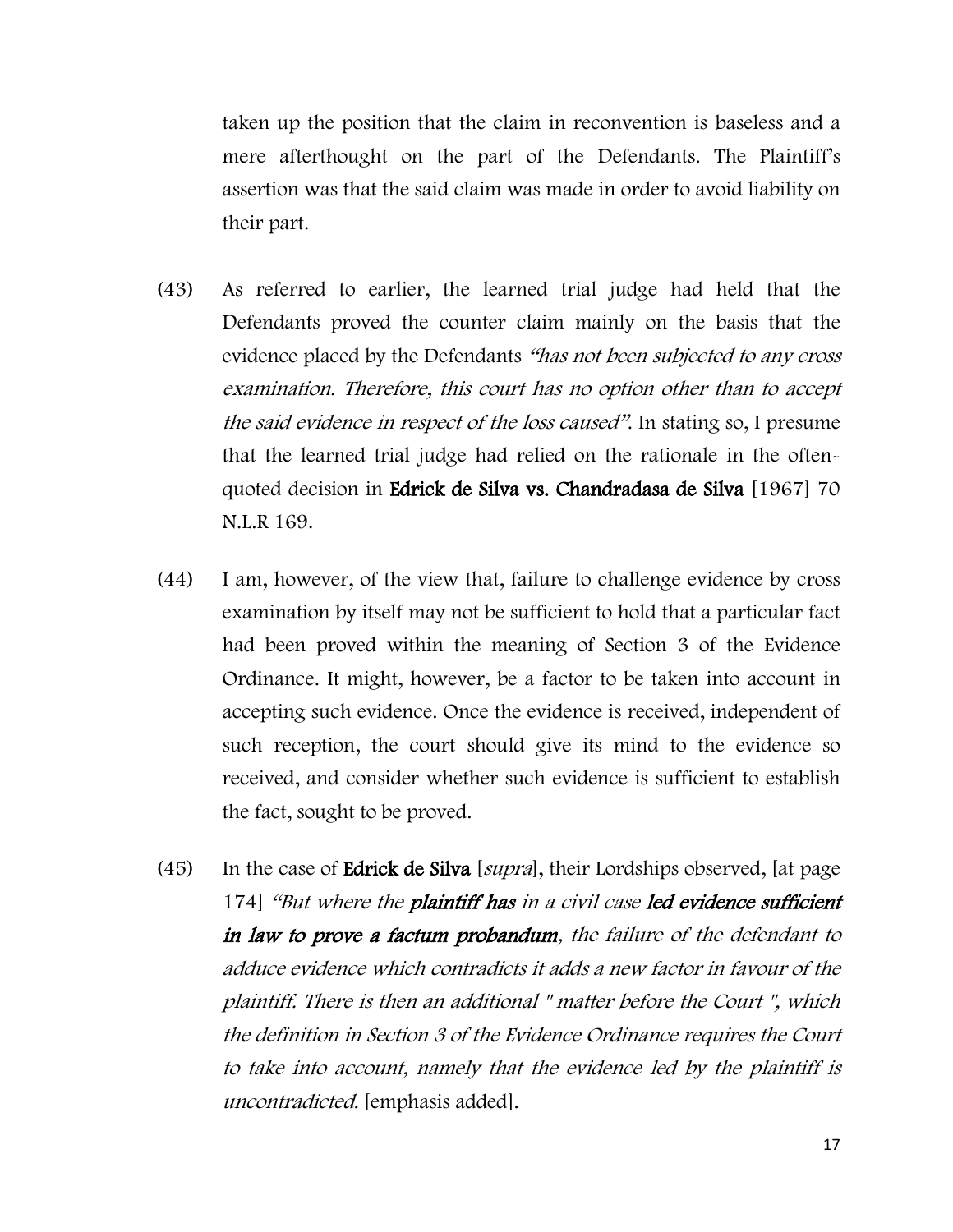taken up the position that the claim in reconvention is baseless and a mere afterthought on the part of the Defendants. The Plaintiff's assertion was that the said claim was made in order to avoid liability on their part.

(43) As referred to earlier, the learned trial judge had held that the Defendants proved the counter claim mainly on the basis that the evidence placed by the Defendants *"has not been subjected to any cross examination. Therefore, this court has no option other than to accept the said evidence in respect of the loss caused"*. In stating so, I presume that the learned trial judge had relied on the rationale in the often-quoted decision in **Edrick de Silva vs. Chandradasa de Silva** [1967] 70 N.L.R 169.

(44) I am, however, of the view that, failure to challenge evidence by cross examination by itself may not be sufficient to hold that a particular fact had been proved within the meaning of Section 3 of the Evidence Ordinance. It might, however, be a factor to be taken into account in accepting such evidence. Once the evidence is received, independent of such reception, the court should give its mind to the evidence so received, and consider whether such evidence is sufficient to establish the fact, sought to be proved.

(45) In the case of **Edrick de Silva** [*supra*], their Lordships observed, [at page 174] *"But where the **plaintiff has** in a civil case **led evidence sufficient in law to prove a factum probandum**, the failure of the defendant to adduce evidence which contradicts it adds a new factor in favour of the plaintiff. There is then an additional " matter before the Court ", which the definition in Section 3 of the Evidence Ordinance requires the Court to take into account, namely that the evidence led by the plaintiff is uncontradicted.* [emphasis added].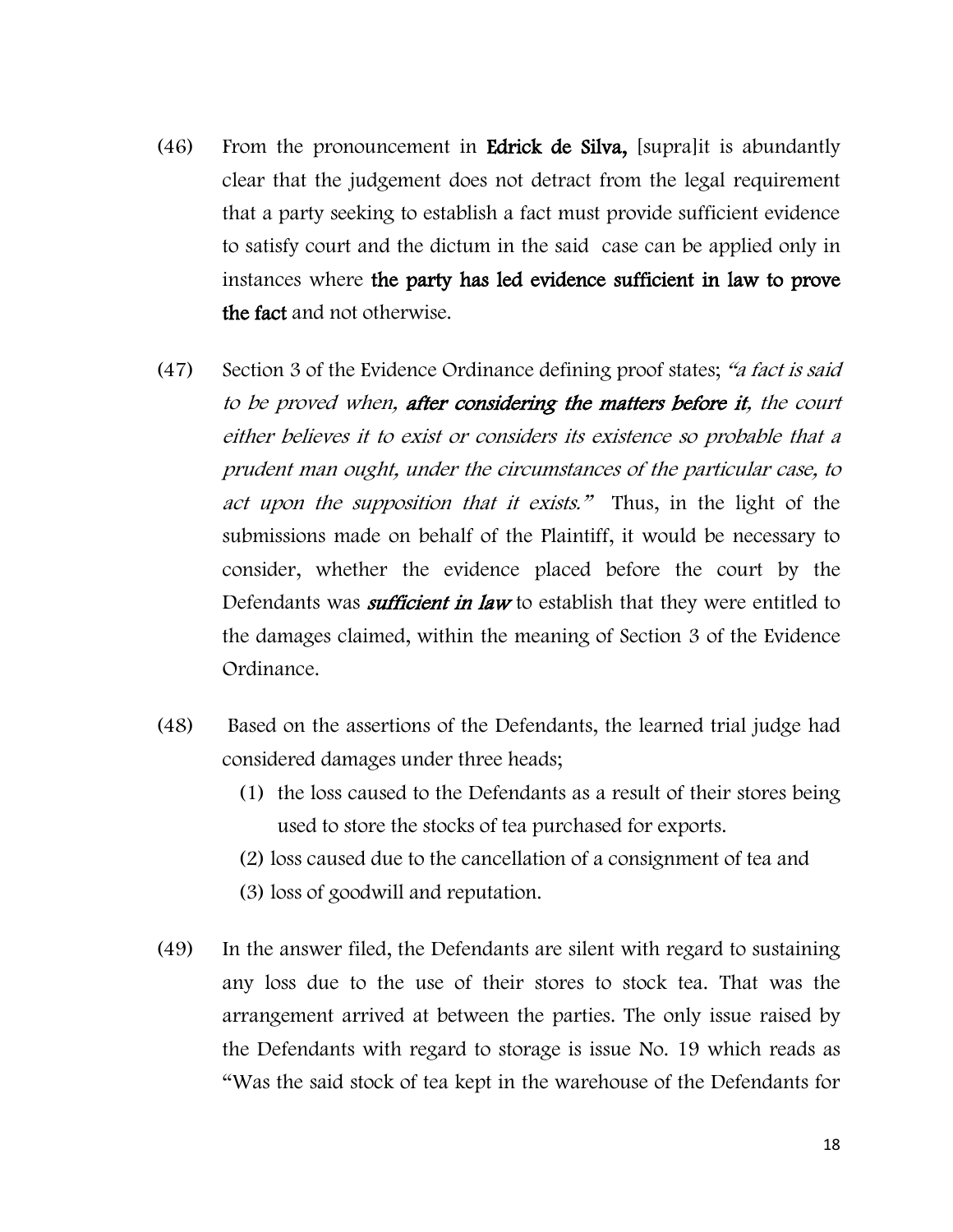(46) From the pronouncement in **Edrick de Silva,** [supra]it is abundantly clear that the judgement does not detract from the legal requirement that a party seeking to establish a fact must provide sufficient evidence to satisfy court and the dictum in the said case can be applied only in instances where **the party has led evidence sufficient in law to prove the fact** and not otherwise.

(47) Section 3 of the Evidence Ordinance defining proof states; *"a fact is said to be proved when,* ***after considering the matters before it****, the court either believes it to exist or considers its existence so probable that a prudent man ought, under the circumstances of the particular case, to act upon the supposition that it exists."* Thus, in the light of the submissions made on behalf of the Plaintiff, it would be necessary to consider, whether the evidence placed before the court by the Defendants was ***sufficient in law*** to establish that they were entitled to the damages claimed, within the meaning of Section 3 of the Evidence Ordinance.

(48) Based on the assertions of the Defendants, the learned trial judge had considered damages under three heads;

(1) the loss caused to the Defendants as a result of their stores being used to store the stocks of tea purchased for exports.

(2) loss caused due to the cancellation of a consignment of tea and

(3) loss of goodwill and reputation.

(49) In the answer filed, the Defendants are silent with regard to sustaining any loss due to the use of their stores to stock tea. That was the arrangement arrived at between the parties. The only issue raised by the Defendants with regard to storage is issue No. 19 which reads as "Was the said stock of tea kept in the warehouse of the Defendants for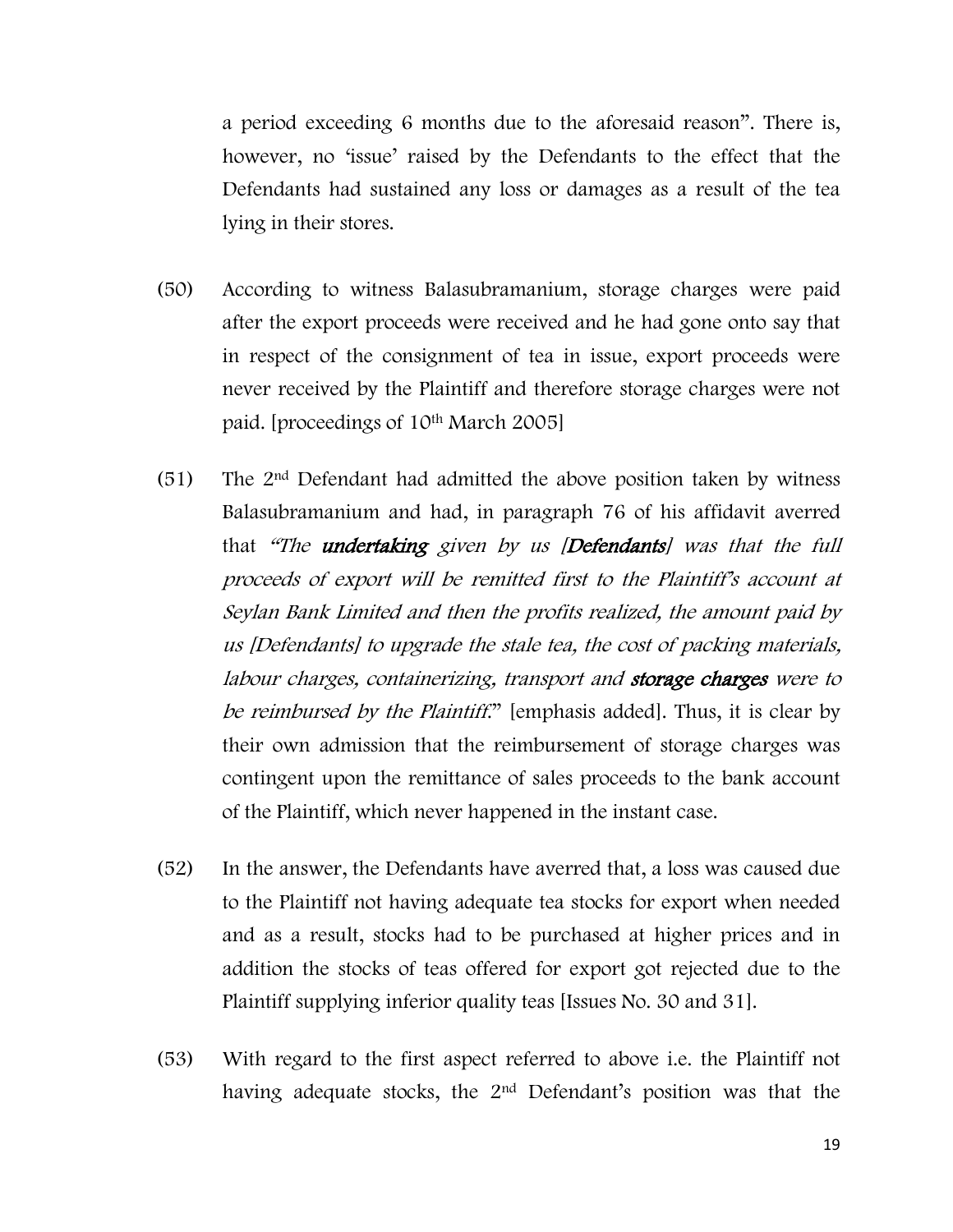a period exceeding 6 months due to the aforesaid reason". There is, however, no 'issue' raised by the Defendants to the effect that the Defendants had sustained any loss or damages as a result of the tea lying in their stores.

(50) According to witness Balasubramanium, storage charges were paid after the export proceeds were received and he had gone onto say that in respect of the consignment of tea in issue, export proceeds were never received by the Plaintiff and therefore storage charges were not paid. [proceedings of 10th March 2005]

(51) The 2nd Defendant had admitted the above position taken by witness Balasubramanium and had, in paragraph 76 of his affidavit averred that *"The **undertaking** given by us [**Defendants**] was that the full proceeds of export will be remitted first to the Plaintiff's account at Seylan Bank Limited and then the profits realized, the amount paid by us [Defendants] to upgrade the stale tea, the cost of packing materials, labour charges, containerizing, transport and **storage charges** were to be reimbursed by the Plaintiff."* [emphasis added]. Thus, it is clear by their own admission that the reimbursement of storage charges was contingent upon the remittance of sales proceeds to the bank account of the Plaintiff, which never happened in the instant case.

(52) In the answer, the Defendants have averred that, a loss was caused due to the Plaintiff not having adequate tea stocks for export when needed and as a result, stocks had to be purchased at higher prices and in addition the stocks of teas offered for export got rejected due to the Plaintiff supplying inferior quality teas [Issues No. 30 and 31].

(53) With regard to the first aspect referred to above i.e. the Plaintiff not having adequate stocks, the 2nd Defendant's position was that the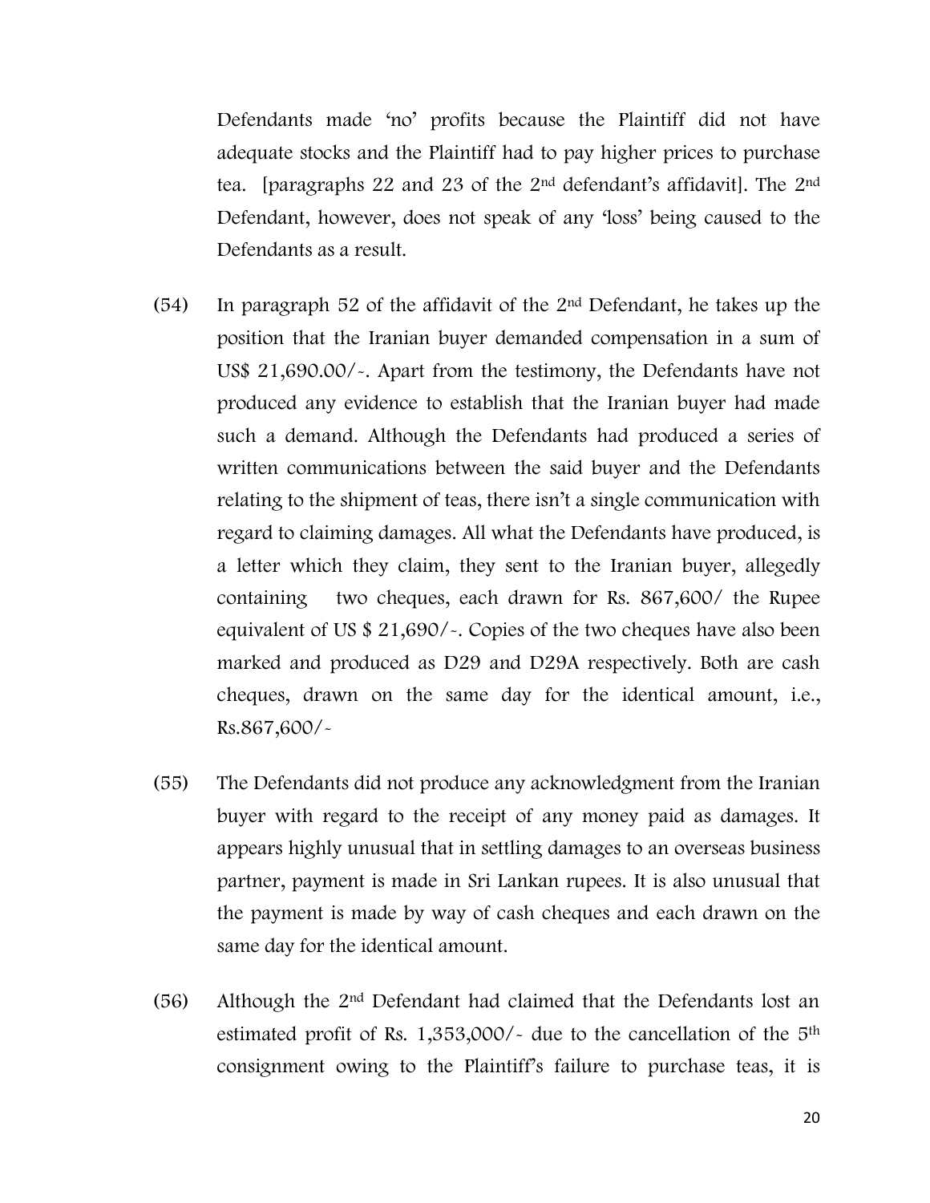Defendants made 'no' profits because the Plaintiff did not have adequate stocks and the Plaintiff had to pay higher prices to purchase tea. [paragraphs 22 and 23 of the 2nd defendant's affidavit]. The 2nd Defendant, however, does not speak of any 'loss' being caused to the Defendants as a result.

(54) In paragraph 52 of the affidavit of the 2nd Defendant, he takes up the position that the Iranian buyer demanded compensation in a sum of US$ 21,690.00/-. Apart from the testimony, the Defendants have not produced any evidence to establish that the Iranian buyer had made such a demand. Although the Defendants had produced a series of written communications between the said buyer and the Defendants relating to the shipment of teas, there isn't a single communication with regard to claiming damages. All what the Defendants have produced, is a letter which they claim, they sent to the Iranian buyer, allegedly containing two cheques, each drawn for Rs. 867,600/ the Rupee equivalent of US $ 21,690/-. Copies of the two cheques have also been marked and produced as D29 and D29A respectively. Both are cash cheques, drawn on the same day for the identical amount, i.e., Rs.867,600/-

(55) The Defendants did not produce any acknowledgment from the Iranian buyer with regard to the receipt of any money paid as damages. It appears highly unusual that in settling damages to an overseas business partner, payment is made in Sri Lankan rupees. It is also unusual that the payment is made by way of cash cheques and each drawn on the same day for the identical amount.

(56) Although the 2nd Defendant had claimed that the Defendants lost an estimated profit of Rs. 1,353,000/- due to the cancellation of the 5th consignment owing to the Plaintiff's failure to purchase teas, it is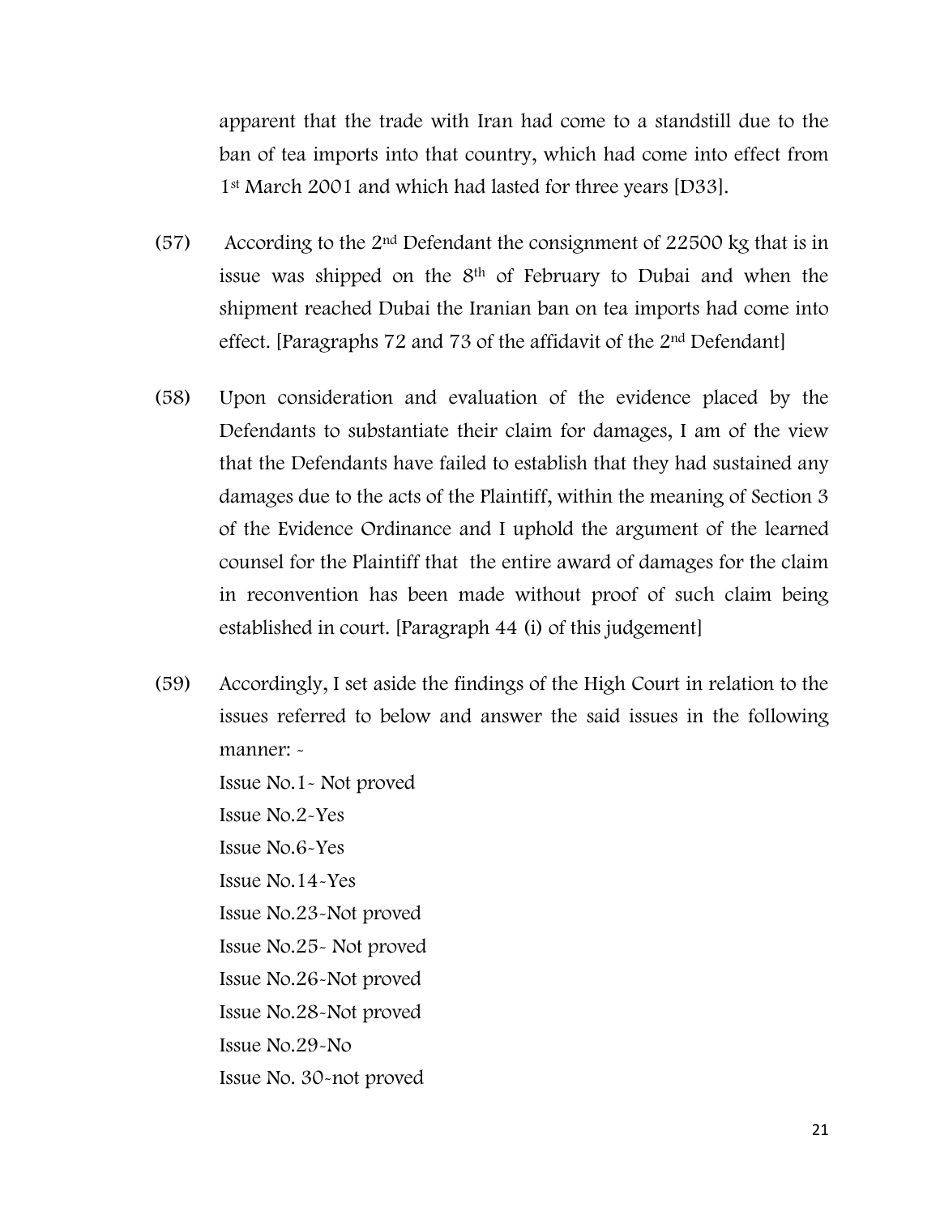apparent that the trade with Iran had come to a standstill due to the ban of tea imports into that country, which had come into effect from 1st March 2001 and which had lasted for three years [D33].

(57) According to the 2nd Defendant the consignment of 22500 kg that is in issue was shipped on the 8th of February to Dubai and when the shipment reached Dubai the Iranian ban on tea imports had come into effect. [Paragraphs 72 and 73 of the affidavit of the 2nd Defendant]

(58) Upon consideration and evaluation of the evidence placed by the Defendants to substantiate their claim for damages, I am of the view that the Defendants have failed to establish that they had sustained any damages due to the acts of the Plaintiff, within the meaning of Section 3 of the Evidence Ordinance and I uphold the argument of the learned counsel for the Plaintiff that the entire award of damages for the claim in reconvention has been made without proof of such claim being established in court. [Paragraph 44 (i) of this judgement]

(59) Accordingly, I set aside the findings of the High Court in relation to the issues referred to below and answer the said issues in the following manner: -

Issue No.1- Not proved
Issue No.2-Yes
Issue No.6-Yes
Issue No.14-Yes
Issue No.23-Not proved
Issue No.25- Not proved
Issue No.26-Not proved
Issue No.28-Not proved
Issue No.29-No
Issue No. 30-not proved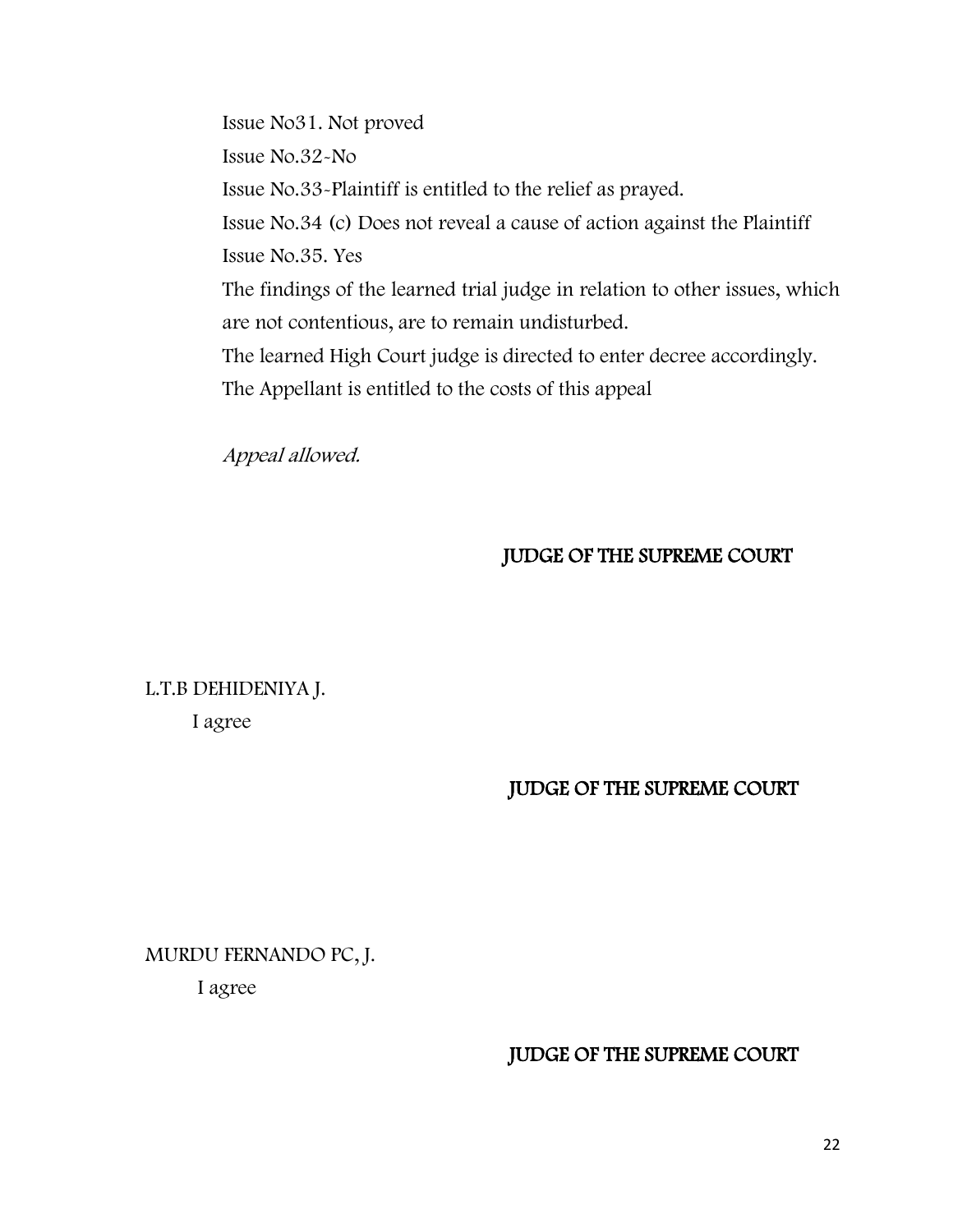Issue No31. Not proved

Issue No.32-No

Issue No.33-Plaintiff is entitled to the relief as prayed.

Issue No.34 (c) Does not reveal a cause of action against the Plaintiff

Issue No.35. Yes

The findings of the learned trial judge in relation to other issues, which are not contentious, are to remain undisturbed.

The learned High Court judge is directed to enter decree accordingly.

The Appellant is entitled to the costs of this appeal

*Appeal allowed.*

JUDGE OF THE SUPREME COURT

L.T.B DEHIDENIYA J.

I agree

JUDGE OF THE SUPREME COURT

MURDU FERNANDO PC, J.

I agree

JUDGE OF THE SUPREME COURT